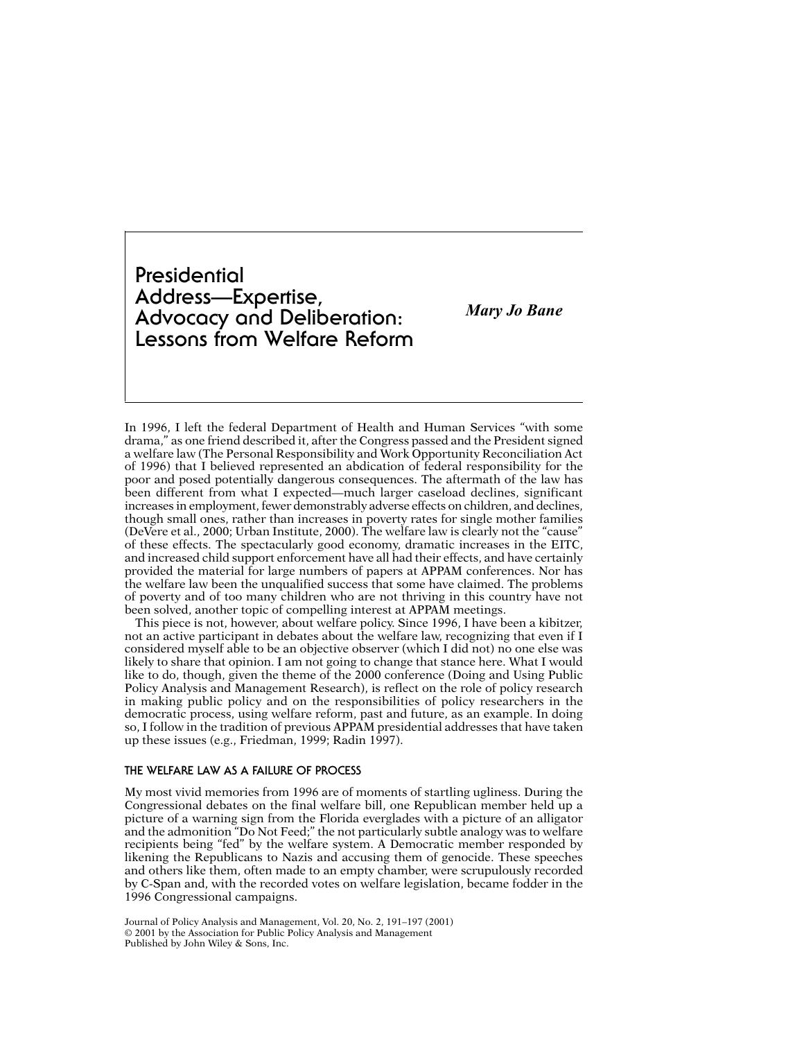# Presidential Address—Expertise, Advocacy and Deliberation: Lessons from Welfare Reform

***Mary Jo Bane***

In 1996, I left the federal Department of Health and Human Services "with some drama," as one friend described it, after the Congress passed and the President signed a welfare law (The Personal Responsibility and Work Opportunity Reconciliation Act of 1996) that I believed represented an abdication of federal responsibility for the poor and posed potentially dangerous consequences. The aftermath of the law has been different from what I expected—much larger caseload declines, significant increases in employment, fewer demonstrably adverse effects on children, and declines, though small ones, rather than increases in poverty rates for single mother families (DeVere et al., 2000; Urban Institute, 2000). The welfare law is clearly not the "cause" of these effects. The spectacularly good economy, dramatic increases in the EITC, and increased child support enforcement have all had their effects, and have certainly provided the material for large numbers of papers at APPAM conferences. Nor has the welfare law been the unqualified success that some have claimed. The problems of poverty and of too many children who are not thriving in this country have not been solved, another topic of compelling interest at APPAM meetings.

This piece is not, however, about welfare policy. Since 1996, I have been a kibitzer, not an active participant in debates about the welfare law, recognizing that even if I considered myself able to be an objective observer (which I did not) no one else was likely to share that opinion. I am not going to change that stance here. What I would like to do, though, given the theme of the 2000 conference (Doing and Using Public Policy Analysis and Management Research), is reflect on the role of policy research in making public policy and on the responsibilities of policy researchers in the democratic process, using welfare reform, past and future, as an example. In doing so, I follow in the tradition of previous APPAM presidential addresses that have taken up these issues (e.g., Friedman, 1999; Radin 1997).

## THE WELFARE LAW AS A FAILURE OF PROCESS

My most vivid memories from 1996 are of moments of startling ugliness. During the Congressional debates on the final welfare bill, one Republican member held up a picture of a warning sign from the Florida everglades with a picture of an alligator and the admonition "Do Not Feed;" the not particularly subtle analogy was to welfare recipients being "fed" by the welfare system. A Democratic member responded by likening the Republicans to Nazis and accusing them of genocide. These speeches and others like them, often made to an empty chamber, were scrupulously recorded by C-Span and, with the recorded votes on welfare legislation, became fodder in the 1996 Congressional campaigns.

Journal of Policy Analysis and Management, Vol. 20, No. 2, 191–197 (2001)
© 2001 by the Association for Public Policy Analysis and Management
Published by John Wiley & Sons, Inc.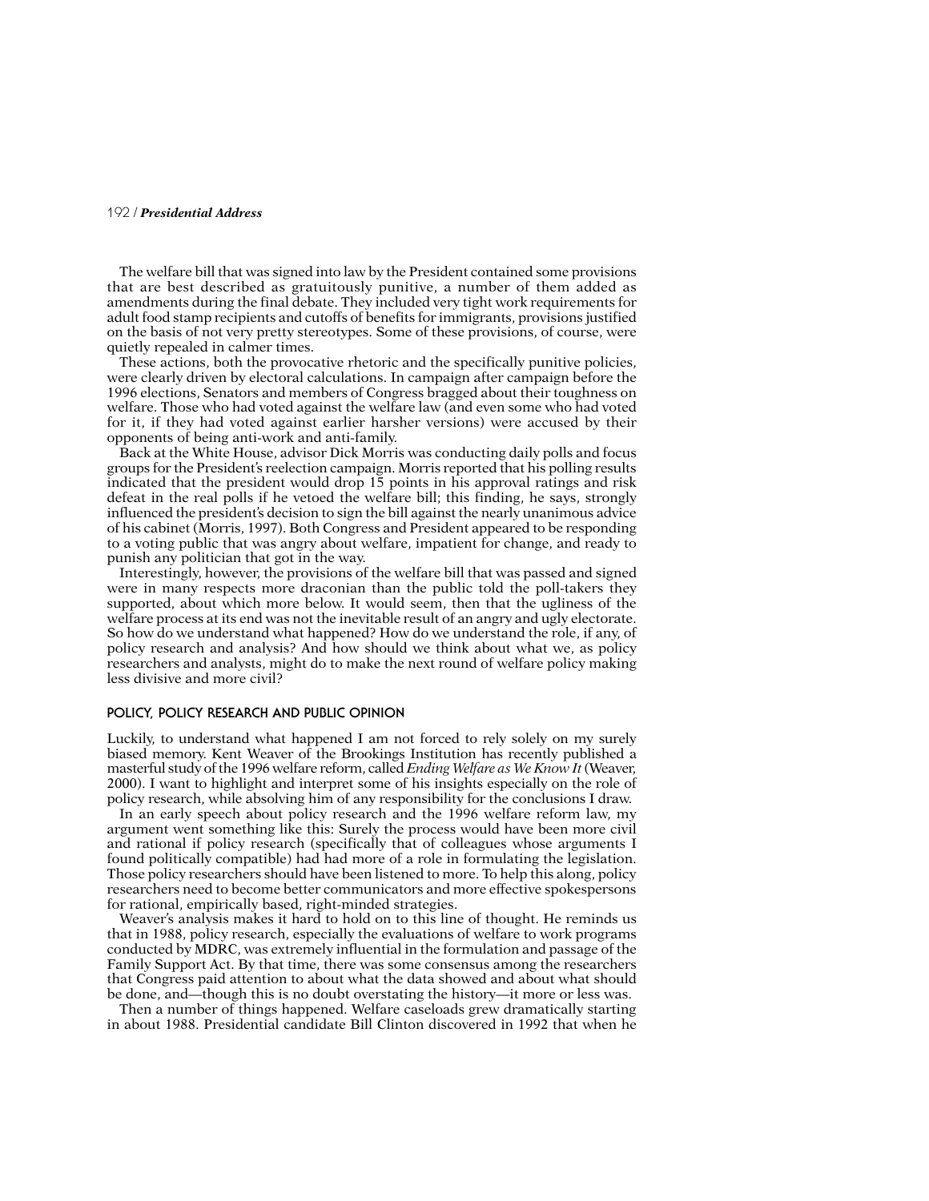The welfare bill that was signed into law by the President contained some provisions that are best described as gratuitously punitive, a number of them added as amendments during the final debate. They included very tight work requirements for adult food stamp recipients and cutoffs of benefits for immigrants, provisions justified on the basis of not very pretty stereotypes. Some of these provisions, of course, were quietly repealed in calmer times.

These actions, both the provocative rhetoric and the specifically punitive policies, were clearly driven by electoral calculations. In campaign after campaign before the 1996 elections, Senators and members of Congress bragged about their toughness on welfare. Those who had voted against the welfare law (and even some who had voted for it, if they had voted against earlier harsher versions) were accused by their opponents of being anti-work and anti-family.

Back at the White House, advisor Dick Morris was conducting daily polls and focus groups for the President's reelection campaign. Morris reported that his polling results indicated that the president would drop 15 points in his approval ratings and risk defeat in the real polls if he vetoed the welfare bill; this finding, he says, strongly influenced the president's decision to sign the bill against the nearly unanimous advice of his cabinet (Morris, 1997). Both Congress and President appeared to be responding to a voting public that was angry about welfare, impatient for change, and ready to punish any politician that got in the way.

Interestingly, however, the provisions of the welfare bill that was passed and signed were in many respects more draconian than the public told the poll-takers they supported, about which more below. It would seem, then that the ugliness of the welfare process at its end was not the inevitable result of an angry and ugly electorate. So how do we understand what happened? How do we understand the role, if any, of policy research and analysis? And how should we think about what we, as policy researchers and analysts, might do to make the next round of welfare policy making less divisive and more civil?

## POLICY, POLICY RESEARCH AND PUBLIC OPINION

Luckily, to understand what happened I am not forced to rely solely on my surely biased memory. Kent Weaver of the Brookings Institution has recently published a masterful study of the 1996 welfare reform, called *Ending Welfare as We Know It* (Weaver, 2000). I want to highlight and interpret some of his insights especially on the role of policy research, while absolving him of any responsibility for the conclusions I draw.

In an early speech about policy research and the 1996 welfare reform law, my argument went something like this: Surely the process would have been more civil and rational if policy research (specifically that of colleagues whose arguments I found politically compatible) had had more of a role in formulating the legislation. Those policy researchers should have been listened to more. To help this along, policy researchers need to become better communicators and more effective spokespersons for rational, empirically based, right-minded strategies.

Weaver's analysis makes it hard to hold on to this line of thought. He reminds us that in 1988, policy research, especially the evaluations of welfare to work programs conducted by MDRC, was extremely influential in the formulation and passage of the Family Support Act. By that time, there was some consensus among the researchers that Congress paid attention to about what the data showed and about what should be done, and—though this is no doubt overstating the history—it more or less was.

Then a number of things happened. Welfare caseloads grew dramatically starting in about 1988. Presidential candidate Bill Clinton discovered in 1992 that when he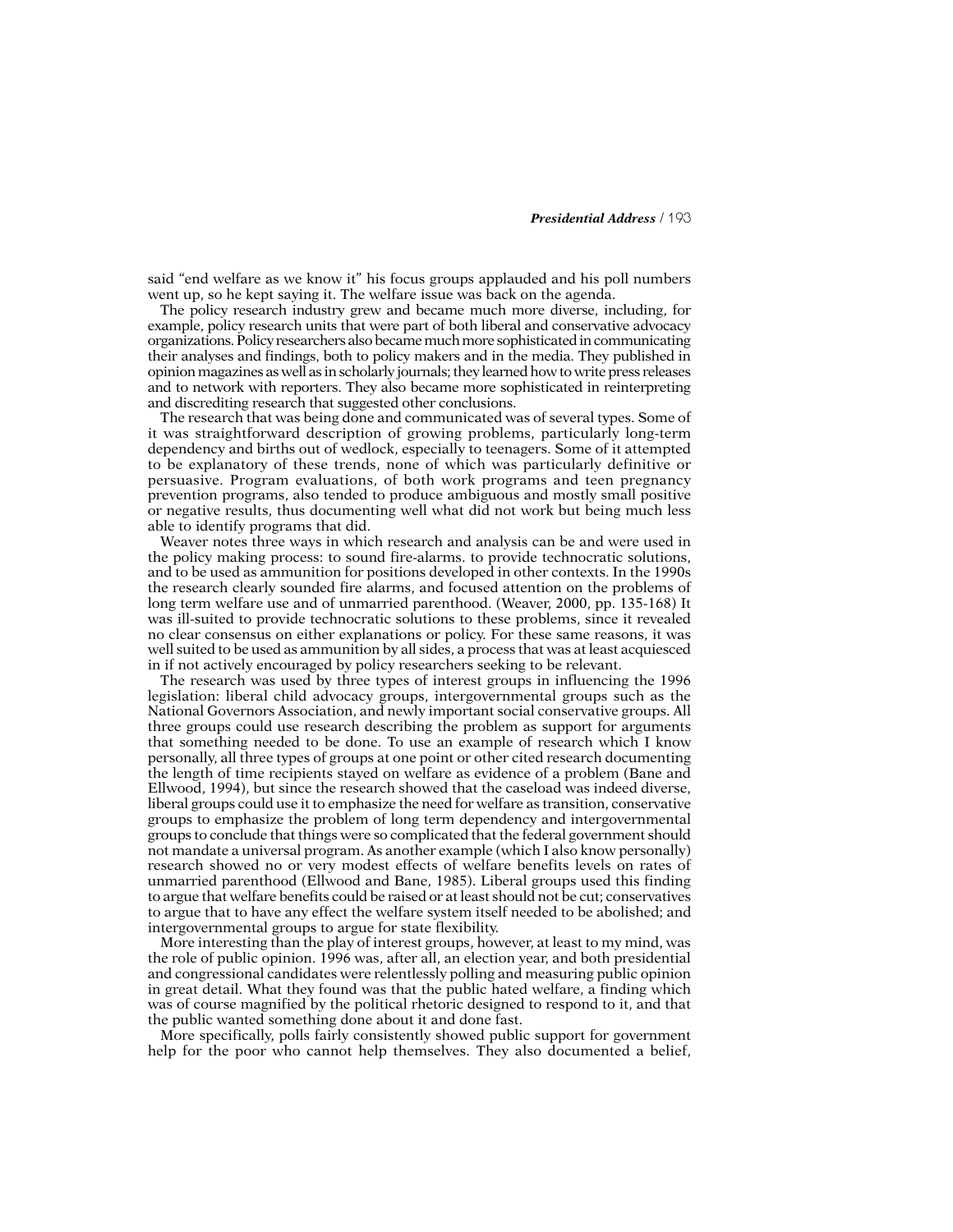said "end welfare as we know it" his focus groups applauded and his poll numbers went up, so he kept saying it. The welfare issue was back on the agenda.

The policy research industry grew and became much more diverse, including, for example, policy research units that were part of both liberal and conservative advocacy organizations. Policy researchers also became much more sophisticated in communicating their analyses and findings, both to policy makers and in the media. They published in opinion magazines as well as in scholarly journals; they learned how to write press releases and to network with reporters. They also became more sophisticated in reinterpreting and discrediting research that suggested other conclusions.

The research that was being done and communicated was of several types. Some of it was straightforward description of growing problems, particularly long-term dependency and births out of wedlock, especially to teenagers. Some of it attempted to be explanatory of these trends, none of which was particularly definitive or persuasive. Program evaluations, of both work programs and teen pregnancy prevention programs, also tended to produce ambiguous and mostly small positive or negative results, thus documenting well what did not work but being much less able to identify programs that did.

Weaver notes three ways in which research and analysis can be and were used in the policy making process: to sound fire-alarms. to provide technocratic solutions, and to be used as ammunition for positions developed in other contexts. In the 1990s the research clearly sounded fire alarms, and focused attention on the problems of long term welfare use and of unmarried parenthood. (Weaver, 2000, pp. 135-168) It was ill-suited to provide technocratic solutions to these problems, since it revealed no clear consensus on either explanations or policy. For these same reasons, it was well suited to be used as ammunition by all sides, a process that was at least acquiesced in if not actively encouraged by policy researchers seeking to be relevant.

The research was used by three types of interest groups in influencing the 1996 legislation: liberal child advocacy groups, intergovernmental groups such as the National Governors Association, and newly important social conservative groups. All three groups could use research describing the problem as support for arguments that something needed to be done. To use an example of research which I know personally, all three types of groups at one point or other cited research documenting the length of time recipients stayed on welfare as evidence of a problem (Bane and Ellwood, 1994), but since the research showed that the caseload was indeed diverse, liberal groups could use it to emphasize the need for welfare as transition, conservative groups to emphasize the problem of long term dependency and intergovernmental groups to conclude that things were so complicated that the federal government should not mandate a universal program. As another example (which I also know personally) research showed no or very modest effects of welfare benefits levels on rates of unmarried parenthood (Ellwood and Bane, 1985). Liberal groups used this finding to argue that welfare benefits could be raised or at least should not be cut; conservatives to argue that to have any effect the welfare system itself needed to be abolished; and intergovernmental groups to argue for state flexibility.

More interesting than the play of interest groups, however, at least to my mind, was the role of public opinion. 1996 was, after all, an election year, and both presidential and congressional candidates were relentlessly polling and measuring public opinion in great detail. What they found was that the public hated welfare, a finding which was of course magnified by the political rhetoric designed to respond to it, and that the public wanted something done about it and done fast.

More specifically, polls fairly consistently showed public support for government help for the poor who cannot help themselves. They also documented a belief,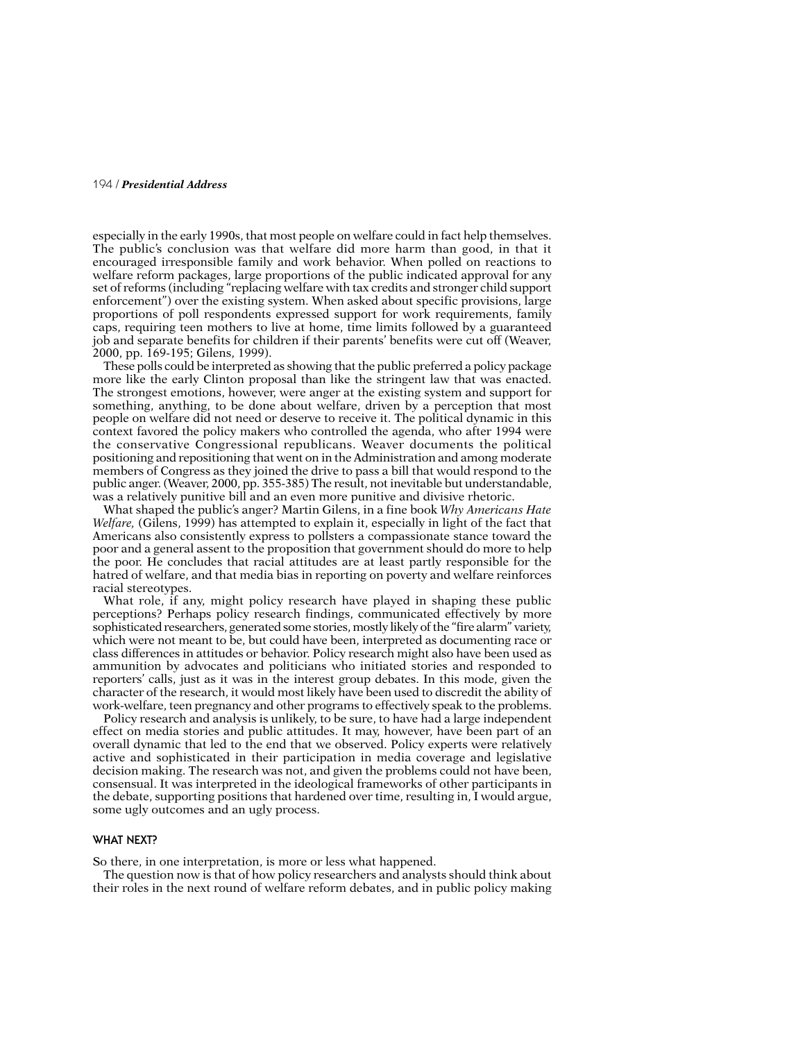especially in the early 1990s, that most people on welfare could in fact help themselves. The public's conclusion was that welfare did more harm than good, in that it encouraged irresponsible family and work behavior. When polled on reactions to welfare reform packages, large proportions of the public indicated approval for any set of reforms (including "replacing welfare with tax credits and stronger child support enforcement") over the existing system. When asked about specific provisions, large proportions of poll respondents expressed support for work requirements, family caps, requiring teen mothers to live at home, time limits followed by a guaranteed job and separate benefits for children if their parents' benefits were cut off (Weaver, 2000, pp. 169-195; Gilens, 1999).

These polls could be interpreted as showing that the public preferred a policy package more like the early Clinton proposal than like the stringent law that was enacted. The strongest emotions, however, were anger at the existing system and support for something, anything, to be done about welfare, driven by a perception that most people on welfare did not need or deserve to receive it. The political dynamic in this context favored the policy makers who controlled the agenda, who after 1994 were the conservative Congressional republicans. Weaver documents the political positioning and repositioning that went on in the Administration and among moderate members of Congress as they joined the drive to pass a bill that would respond to the public anger. (Weaver, 2000, pp. 355-385) The result, not inevitable but understandable, was a relatively punitive bill and an even more punitive and divisive rhetoric.

What shaped the public's anger? Martin Gilens, in a fine book *Why Americans Hate Welfare*, (Gilens, 1999) has attempted to explain it, especially in light of the fact that Americans also consistently express to pollsters a compassionate stance toward the poor and a general assent to the proposition that government should do more to help the poor. He concludes that racial attitudes are at least partly responsible for the hatred of welfare, and that media bias in reporting on poverty and welfare reinforces racial stereotypes.

What role, if any, might policy research have played in shaping these public perceptions? Perhaps policy research findings, communicated effectively by more sophisticated researchers, generated some stories, mostly likely of the "fire alarm" variety, which were not meant to be, but could have been, interpreted as documenting race or class differences in attitudes or behavior. Policy research might also have been used as ammunition by advocates and politicians who initiated stories and responded to reporters' calls, just as it was in the interest group debates. In this mode, given the character of the research, it would most likely have been used to discredit the ability of work-welfare, teen pregnancy and other programs to effectively speak to the problems.

Policy research and analysis is unlikely, to be sure, to have had a large independent effect on media stories and public attitudes. It may, however, have been part of an overall dynamic that led to the end that we observed. Policy experts were relatively active and sophisticated in their participation in media coverage and legislative decision making. The research was not, and given the problems could not have been, consensual. It was interpreted in the ideological frameworks of other participants in the debate, supporting positions that hardened over time, resulting in, I would argue, some ugly outcomes and an ugly process.

## WHAT NEXT?

So there, in one interpretation, is more or less what happened.

The question now is that of how policy researchers and analysts should think about their roles in the next round of welfare reform debates, and in public policy making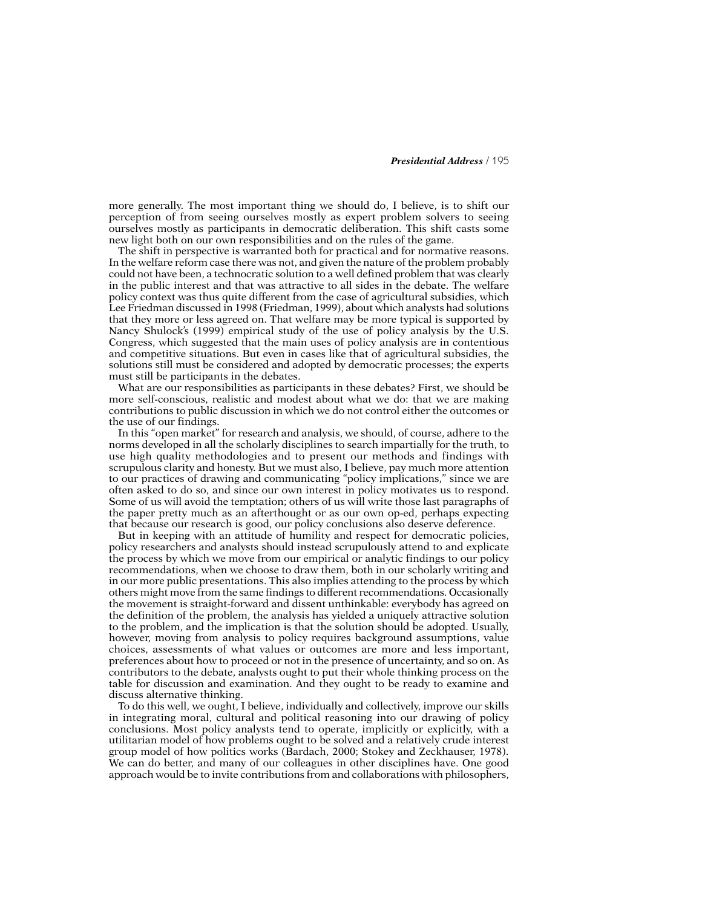more generally. The most important thing we should do, I believe, is to shift our perception of from seeing ourselves mostly as expert problem solvers to seeing ourselves mostly as participants in democratic deliberation. This shift casts some new light both on our own responsibilities and on the rules of the game.

The shift in perspective is warranted both for practical and for normative reasons. In the welfare reform case there was not, and given the nature of the problem probably could not have been, a technocratic solution to a well defined problem that was clearly in the public interest and that was attractive to all sides in the debate. The welfare policy context was thus quite different from the case of agricultural subsidies, which Lee Friedman discussed in 1998 (Friedman, 1999), about which analysts had solutions that they more or less agreed on. That welfare may be more typical is supported by Nancy Shulock's (1999) empirical study of the use of policy analysis by the U.S. Congress, which suggested that the main uses of policy analysis are in contentious and competitive situations. But even in cases like that of agricultural subsidies, the solutions still must be considered and adopted by democratic processes; the experts must still be participants in the debates.

What are our responsibilities as participants in these debates? First, we should be more self-conscious, realistic and modest about what we do: that we are making contributions to public discussion in which we do not control either the outcomes or the use of our findings.

In this "open market" for research and analysis, we should, of course, adhere to the norms developed in all the scholarly disciplines to search impartially for the truth, to use high quality methodologies and to present our methods and findings with scrupulous clarity and honesty. But we must also, I believe, pay much more attention to our practices of drawing and communicating "policy implications," since we are often asked to do so, and since our own interest in policy motivates us to respond. Some of us will avoid the temptation; others of us will write those last paragraphs of the paper pretty much as an afterthought or as our own op-ed, perhaps expecting that because our research is good, our policy conclusions also deserve deference.

But in keeping with an attitude of humility and respect for democratic policies, policy researchers and analysts should instead scrupulously attend to and explicate the process by which we move from our empirical or analytic findings to our policy recommendations, when we choose to draw them, both in our scholarly writing and in our more public presentations. This also implies attending to the process by which others might move from the same findings to different recommendations. Occasionally the movement is straight-forward and dissent unthinkable: everybody has agreed on the definition of the problem, the analysis has yielded a uniquely attractive solution to the problem, and the implication is that the solution should be adopted. Usually, however, moving from analysis to policy requires background assumptions, value choices, assessments of what values or outcomes are more and less important, preferences about how to proceed or not in the presence of uncertainty, and so on. As contributors to the debate, analysts ought to put their whole thinking process on the table for discussion and examination. And they ought to be ready to examine and discuss alternative thinking.

To do this well, we ought, I believe, individually and collectively, improve our skills in integrating moral, cultural and political reasoning into our drawing of policy conclusions. Most policy analysts tend to operate, implicitly or explicitly, with a utilitarian model of how problems ought to be solved and a relatively crude interest group model of how politics works (Bardach, 2000; Stokey and Zeckhauser, 1978). We can do better, and many of our colleagues in other disciplines have. One good approach would be to invite contributions from and collaborations with philosophers,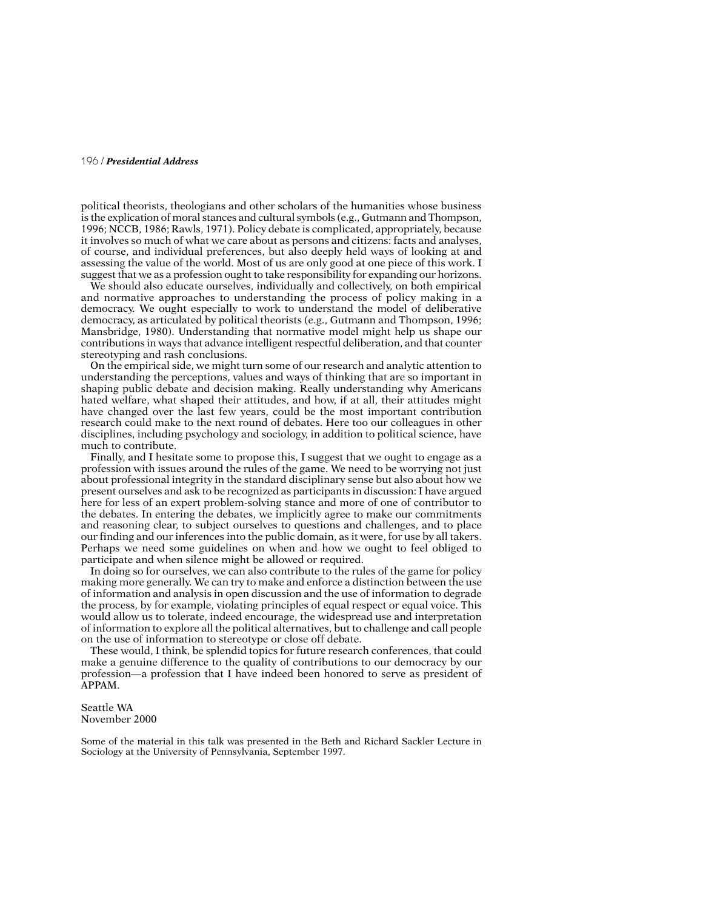political theorists, theologians and other scholars of the humanities whose business is the explication of moral stances and cultural symbols (e.g., Gutmann and Thompson, 1996; NCCB, 1986; Rawls, 1971). Policy debate is complicated, appropriately, because it involves so much of what we care about as persons and citizens: facts and analyses, of course, and individual preferences, but also deeply held ways of looking at and assessing the value of the world. Most of us are only good at one piece of this work. I suggest that we as a profession ought to take responsibility for expanding our horizons.

We should also educate ourselves, individually and collectively, on both empirical and normative approaches to understanding the process of policy making in a democracy. We ought especially to work to understand the model of deliberative democracy, as articulated by political theorists (e.g., Gutmann and Thompson, 1996; Mansbridge, 1980). Understanding that normative model might help us shape our contributions in ways that advance intelligent respectful deliberation, and that counter stereotyping and rash conclusions.

On the empirical side, we might turn some of our research and analytic attention to understanding the perceptions, values and ways of thinking that are so important in shaping public debate and decision making. Really understanding why Americans hated welfare, what shaped their attitudes, and how, if at all, their attitudes might have changed over the last few years, could be the most important contribution research could make to the next round of debates. Here too our colleagues in other disciplines, including psychology and sociology, in addition to political science, have much to contribute.

Finally, and I hesitate some to propose this, I suggest that we ought to engage as a profession with issues around the rules of the game. We need to be worrying not just about professional integrity in the standard disciplinary sense but also about how we present ourselves and ask to be recognized as participants in discussion: I have argued here for less of an expert problem-solving stance and more of one of contributor to the debates. In entering the debates, we implicitly agree to make our commitments and reasoning clear, to subject ourselves to questions and challenges, and to place our finding and our inferences into the public domain, as it were, for use by all takers. Perhaps we need some guidelines on when and how we ought to feel obliged to participate and when silence might be allowed or required.

In doing so for ourselves, we can also contribute to the rules of the game for policy making more generally. We can try to make and enforce a distinction between the use of information and analysis in open discussion and the use of information to degrade the process, by for example, violating principles of equal respect or equal voice. This would allow us to tolerate, indeed encourage, the widespread use and interpretation of information to explore all the political alternatives, but to challenge and call people on the use of information to stereotype or close off debate.

These would, I think, be splendid topics for future research conferences, that could make a genuine difference to the quality of contributions to our democracy by our profession—a profession that I have indeed been honored to serve as president of APPAM.

Seattle WA
November 2000

Some of the material in this talk was presented in the Beth and Richard Sackler Lecture in Sociology at the University of Pennsylvania, September 1997.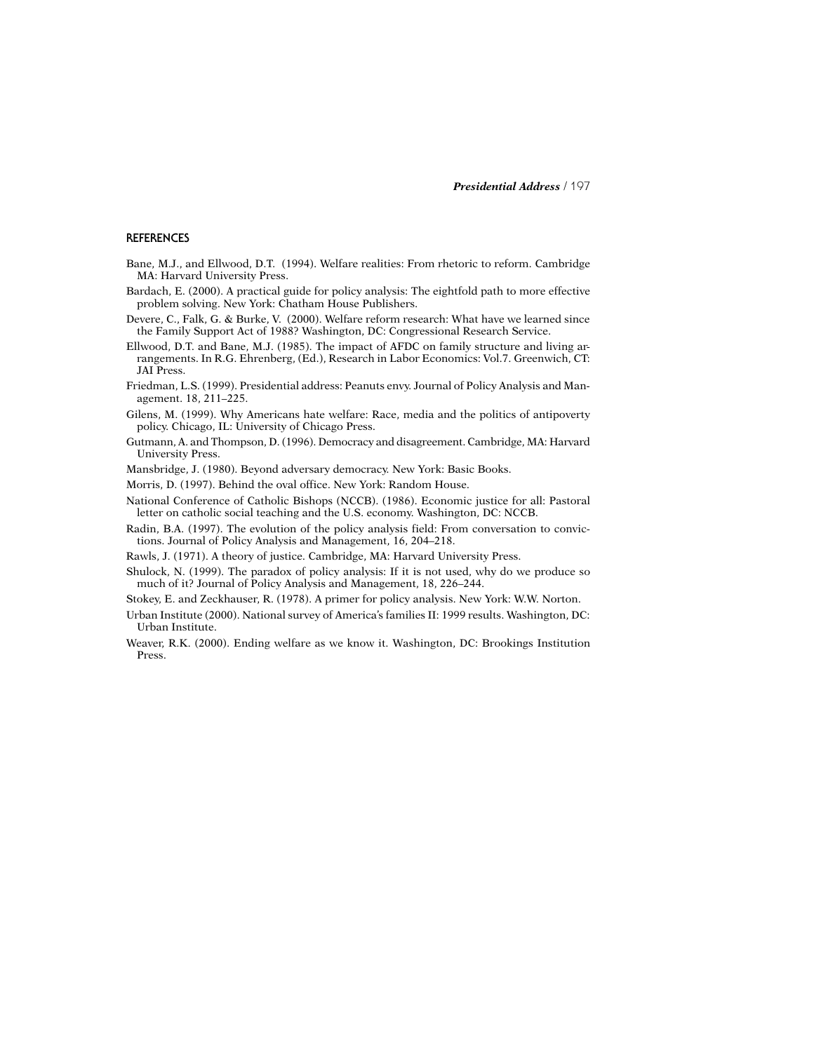## REFERENCES

Bane, M.J., and Ellwood, D.T. (1994). Welfare realities: From rhetoric to reform. Cambridge MA: Harvard University Press.

Bardach, E. (2000). A practical guide for policy analysis: The eightfold path to more effective problem solving. New York: Chatham House Publishers.

Devere, C., Falk, G. & Burke, V. (2000). Welfare reform research: What have we learned since the Family Support Act of 1988? Washington, DC: Congressional Research Service.

Ellwood, D.T. and Bane, M.J. (1985). The impact of AFDC on family structure and living arrangements. In R.G. Ehrenberg, (Ed.), Research in Labor Economics: Vol.7. Greenwich, CT: JAI Press.

Friedman, L.S. (1999). Presidential address: Peanuts envy. Journal of Policy Analysis and Management. 18, 211–225.

Gilens, M. (1999). Why Americans hate welfare: Race, media and the politics of antipoverty policy. Chicago, IL: University of Chicago Press.

Gutmann, A. and Thompson, D. (1996). Democracy and disagreement. Cambridge, MA: Harvard University Press.

Mansbridge, J. (1980). Beyond adversary democracy. New York: Basic Books.

Morris, D. (1997). Behind the oval office. New York: Random House.

National Conference of Catholic Bishops (NCCB). (1986). Economic justice for all: Pastoral letter on catholic social teaching and the U.S. economy. Washington, DC: NCCB.

Radin, B.A. (1997). The evolution of the policy analysis field: From conversation to convictions. Journal of Policy Analysis and Management, 16, 204–218.

Rawls, J. (1971). A theory of justice. Cambridge, MA: Harvard University Press.

Shulock, N. (1999). The paradox of policy analysis: If it is not used, why do we produce so much of it? Journal of Policy Analysis and Management, 18, 226–244.

Stokey, E. and Zeckhauser, R. (1978). A primer for policy analysis. New York: W.W. Norton.

Urban Institute (2000). National survey of America's families II: 1999 results. Washington, DC: Urban Institute.

Weaver, R.K. (2000). Ending welfare as we know it. Washington, DC: Brookings Institution Press.